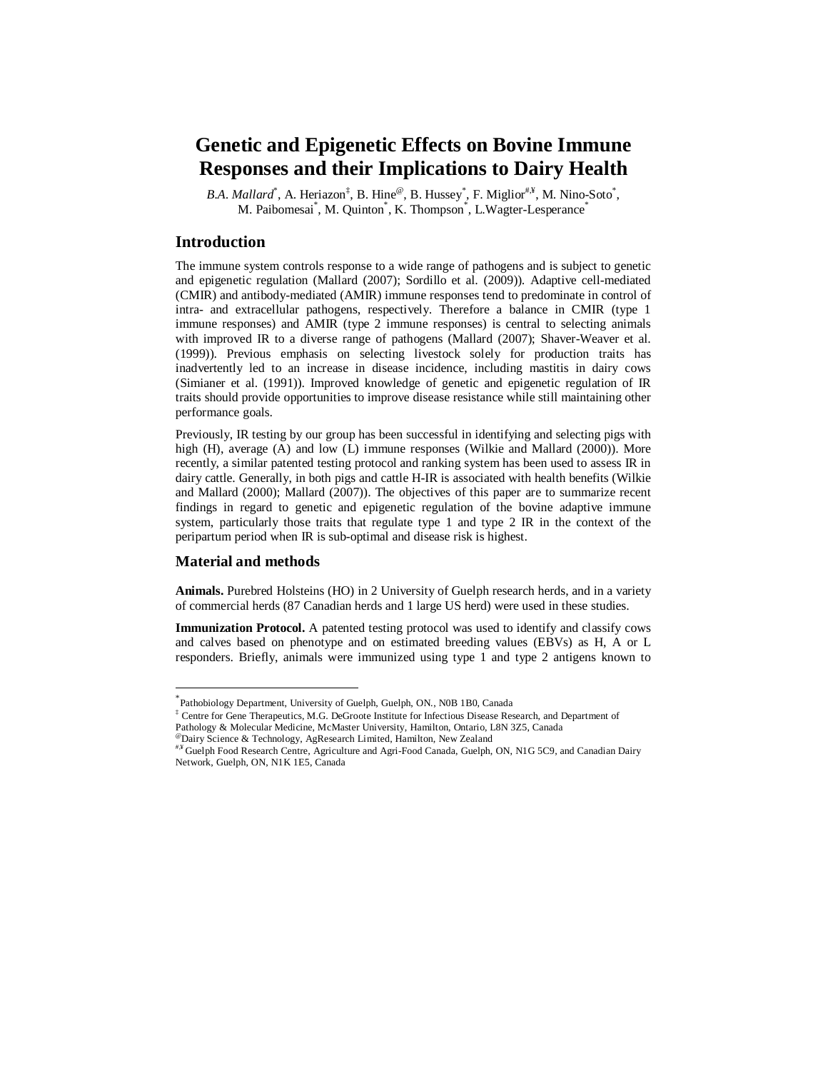# Genetic and Epigenetic Effects on Bovine Immune Responses and their Implications to Dairy Health

*B.A. Mallard*[*], A. Heriazon[‡], B. Hine[@], B. Hussey[*], F. Miglior[#,¥], M. Nino-Soto[*], M. Paibomesai[*], M. Quinton[*], K. Thompson[*], L.Wagter-Lesperance[*]

## Introduction

The immune system controls response to a wide range of pathogens and is subject to genetic and epigenetic regulation (Mallard (2007); Sordillo et al. (2009)). Adaptive cell-mediated (CMIR) and antibody-mediated (AMIR) immune responses tend to predominate in control of intra- and extracellular pathogens, respectively. Therefore a balance in CMIR (type 1 immune responses) and AMIR (type 2 immune responses) is central to selecting animals with improved IR to a diverse range of pathogens (Mallard (2007); Shaver-Weaver et al. (1999)). Previous emphasis on selecting livestock solely for production traits has inadvertently led to an increase in disease incidence, including mastitis in dairy cows (Simianer et al. (1991)). Improved knowledge of genetic and epigenetic regulation of IR traits should provide opportunities to improve disease resistance while still maintaining other performance goals.

Previously, IR testing by our group has been successful in identifying and selecting pigs with high (H), average (A) and low (L) immune responses (Wilkie and Mallard (2000)). More recently, a similar patented testing protocol and ranking system has been used to assess IR in dairy cattle. Generally, in both pigs and cattle H-IR is associated with health benefits (Wilkie and Mallard (2000); Mallard (2007)). The objectives of this paper are to summarize recent findings in regard to genetic and epigenetic regulation of the bovine adaptive immune system, particularly those traits that regulate type 1 and type 2 IR in the context of the peripartum period when IR is sub-optimal and disease risk is highest.

## Material and methods

**Animals.** Purebred Holsteins (HO) in 2 University of Guelph research herds, and in a variety of commercial herds (87 Canadian herds and 1 large US herd) were used in these studies.

**Immunization Protocol.** A patented testing protocol was used to identify and classify cows and calves based on phenotype and on estimated breeding values (EBVs) as H, A or L responders. Briefly, animals were immunized using type 1 and type 2 antigens known to

---

[*] Pathobiology Department, University of Guelph, Guelph, ON., N0B 1B0, Canada

[‡] Centre for Gene Therapeutics, M.G. DeGroote Institute for Infectious Disease Research, and Department of Pathology & Molecular Medicine, McMaster University, Hamilton, Ontario, L8N 3Z5, Canada

[@] Dairy Science & Technology, AgResearch Limited, Hamilton, New Zealand

[#,¥] Guelph Food Research Centre, Agriculture and Agri-Food Canada, Guelph, ON, N1G 5C9, and Canadian Dairy Network, Guelph, ON, N1K 1E5, Canada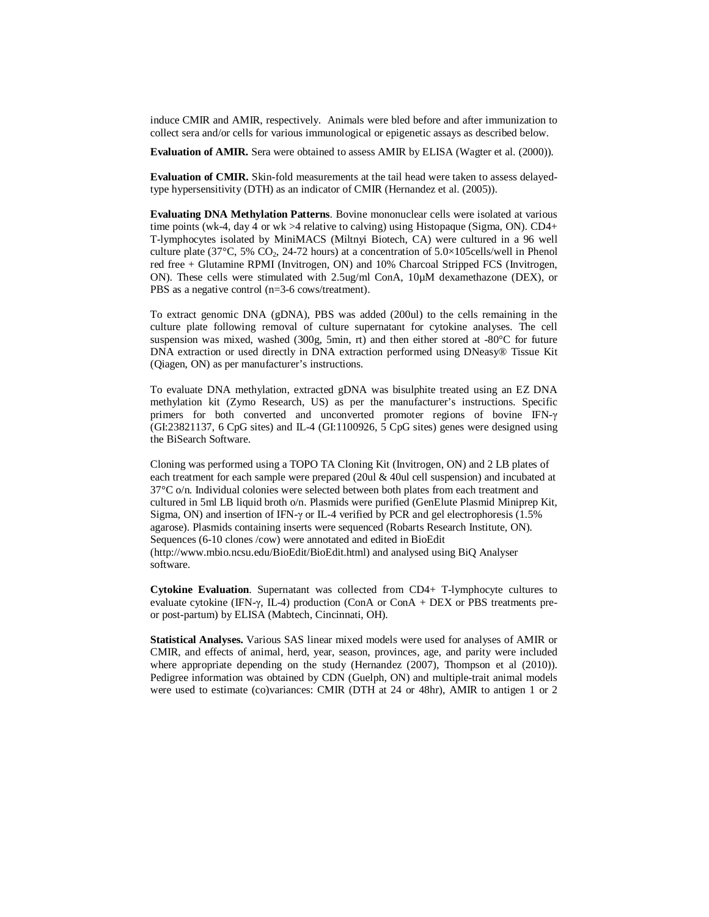induce CMIR and AMIR, respectively. Animals were bled before and after immunization to collect sera and/or cells for various immunological or epigenetic assays as described below.

**Evaluation of AMIR.** Sera were obtained to assess AMIR by ELISA (Wagter et al. (2000)).

**Evaluation of CMIR.** Skin-fold measurements at the tail head were taken to assess delayed-type hypersensitivity (DTH) as an indicator of CMIR (Hernandez et al. (2005)).

**Evaluating DNA Methylation Patterns**. Bovine mononuclear cells were isolated at various time points (wk-4, day 4 or wk >4 relative to calving) using Histopaque (Sigma, ON). CD4+ T-lymphocytes isolated by MiniMACS (Miltnyi Biotech, CA) were cultured in a 96 well culture plate (37°C, 5% $CO_2$, 24-72 hours) at a concentration of 5.0×105cells/well in Phenol red free + Glutamine RPMI (Invitrogen, ON) and 10% Charcoal Stripped FCS (Invitrogen, ON). These cells were stimulated with 2.5ug/ml ConA, 10µM dexamethazone (DEX), or PBS as a negative control (n=3-6 cows/treatment).

To extract genomic DNA (gDNA), PBS was added (200ul) to the cells remaining in the culture plate following removal of culture supernatant for cytokine analyses. The cell suspension was mixed, washed (300g, 5min, rt) and then either stored at -80°C for future DNA extraction or used directly in DNA extraction performed using DNeasy® Tissue Kit (Qiagen, ON) as per manufacturer's instructions.

To evaluate DNA methylation, extracted gDNA was bisulphite treated using an EZ DNA methylation kit (Zymo Research, US) as per the manufacturer's instructions. Specific primers for both converted and unconverted promoter regions of bovine IFN-γ (GI:23821137, 6 CpG sites) and IL-4 (GI:1100926, 5 CpG sites) genes were designed using the BiSearch Software.

Cloning was performed using a TOPO TA Cloning Kit (Invitrogen, ON) and 2 LB plates of each treatment for each sample were prepared (20ul & 40ul cell suspension) and incubated at 37°C o/n. Individual colonies were selected between both plates from each treatment and cultured in 5ml LB liquid broth o/n. Plasmids were purified (GenElute Plasmid Miniprep Kit, Sigma, ON) and insertion of IFN-γ or IL-4 verified by PCR and gel electrophoresis (1.5% agarose). Plasmids containing inserts were sequenced (Robarts Research Institute, ON). Sequences (6-10 clones /cow) were annotated and edited in BioEdit (http://www.mbio.ncsu.edu/BioEdit/BioEdit.html) and analysed using BiQ Analyser software.

**Cytokine Evaluation**. Supernatant was collected from CD4+ T-lymphocyte cultures to evaluate cytokine (IFN-γ, IL-4) production (ConA or ConA + DEX or PBS treatments pre- or post-partum) by ELISA (Mabtech, Cincinnati, OH).

**Statistical Analyses.** Various SAS linear mixed models were used for analyses of AMIR or CMIR, and effects of animal, herd, year, season, provinces, age, and parity were included where appropriate depending on the study (Hernandez (2007), Thompson et al (2010)). Pedigree information was obtained by CDN (Guelph, ON) and multiple-trait animal models were used to estimate (co)variances: CMIR (DTH at 24 or 48hr), AMIR to antigen 1 or 2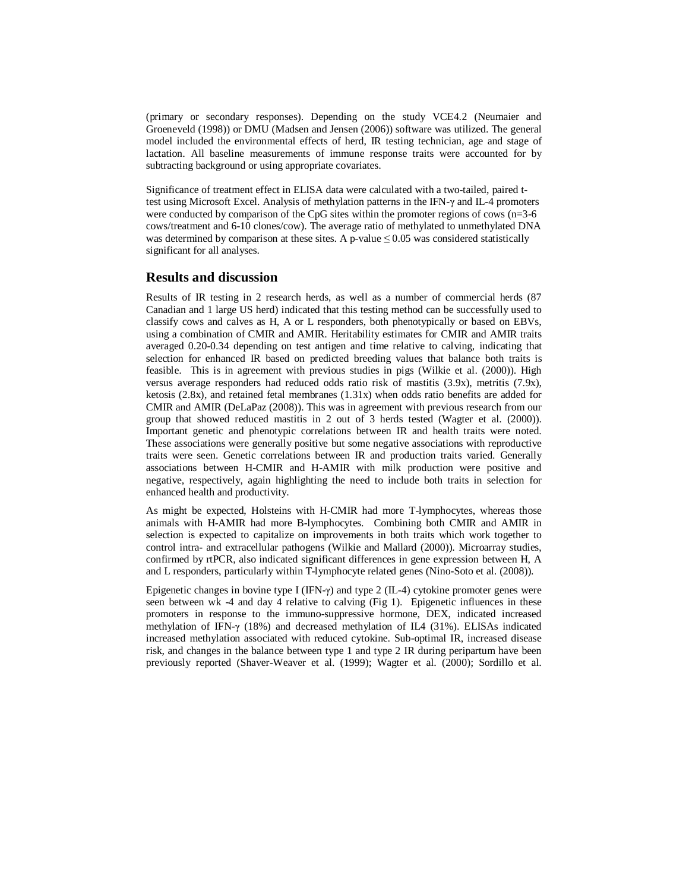(primary or secondary responses). Depending on the study VCE4.2 (Neumaier and Groeneveld (1998)) or DMU (Madsen and Jensen (2006)) software was utilized. The general model included the environmental effects of herd, IR testing technician, age and stage of lactation. All baseline measurements of immune response traits were accounted for by subtracting background or using appropriate covariates.

Significance of treatment effect in ELISA data were calculated with a two-tailed, paired t-test using Microsoft Excel. Analysis of methylation patterns in the IFN-γ and IL-4 promoters were conducted by comparison of the CpG sites within the promoter regions of cows (n=3-6 cows/treatment and 6-10 clones/cow). The average ratio of methylated to unmethylated DNA was determined by comparison at these sites. A p-value $\leq 0.05$ was considered statistically significant for all analyses.

## Results and discussion

Results of IR testing in 2 research herds, as well as a number of commercial herds (87 Canadian and 1 large US herd) indicated that this testing method can be successfully used to classify cows and calves as H, A or L responders, both phenotypically or based on EBVs, using a combination of CMIR and AMIR. Heritability estimates for CMIR and AMIR traits averaged 0.20-0.34 depending on test antigen and time relative to calving, indicating that selection for enhanced IR based on predicted breeding values that balance both traits is feasible. This is in agreement with previous studies in pigs (Wilkie et al. (2000)). High versus average responders had reduced odds ratio risk of mastitis (3.9x), metritis (7.9x), ketosis (2.8x), and retained fetal membranes (1.31x) when odds ratio benefits are added for CMIR and AMIR (DeLaPaz (2008)). This was in agreement with previous research from our group that showed reduced mastitis in 2 out of 3 herds tested (Wagter et al. (2000)). Important genetic and phenotypic correlations between IR and health traits were noted. These associations were generally positive but some negative associations with reproductive traits were seen. Genetic correlations between IR and production traits varied. Generally associations between H-CMIR and H-AMIR with milk production were positive and negative, respectively, again highlighting the need to include both traits in selection for enhanced health and productivity.

As might be expected, Holsteins with H-CMIR had more T-lymphocytes, whereas those animals with H-AMIR had more B-lymphocytes. Combining both CMIR and AMIR in selection is expected to capitalize on improvements in both traits which work together to control intra- and extracellular pathogens (Wilkie and Mallard (2000)). Microarray studies, confirmed by rtPCR, also indicated significant differences in gene expression between H, A and L responders, particularly within T-lymphocyte related genes (Nino-Soto et al. (2008)).

Epigenetic changes in bovine type I (IFN-γ) and type 2 (IL-4) cytokine promoter genes were seen between wk -4 and day 4 relative to calving (Fig 1). Epigenetic influences in these promoters in response to the immuno-suppressive hormone, DEX, indicated increased methylation of IFN-γ (18%) and decreased methylation of IL4 (31%). ELISAs indicated increased methylation associated with reduced cytokine. Sub-optimal IR, increased disease risk, and changes in the balance between type 1 and type 2 IR during peripartum have been previously reported (Shaver-Weaver et al. (1999); Wagter et al. (2000); Sordillo et al.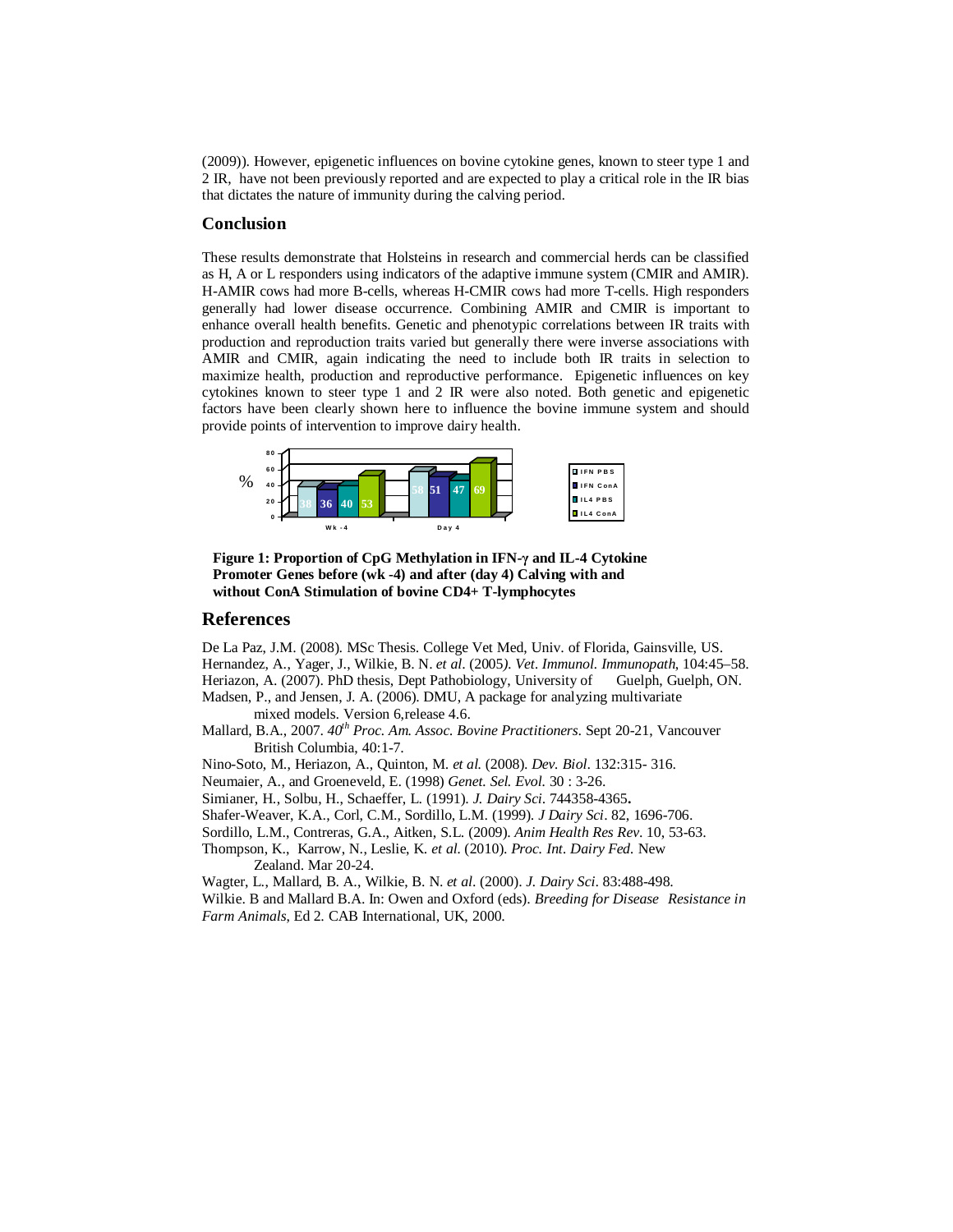(2009)). However, epigenetic influences on bovine cytokine genes, known to steer type 1 and 2 IR, have not been previously reported and are expected to play a critical role in the IR bias that dictates the nature of immunity during the calving period.

## Conclusion

These results demonstrate that Holsteins in research and commercial herds can be classified as H, A or L responders using indicators of the adaptive immune system (CMIR and AMIR). H-AMIR cows had more B-cells, whereas H-CMIR cows had more T-cells. High responders generally had lower disease occurrence. Combining AMIR and CMIR is important to enhance overall health benefits. Genetic and phenotypic correlations between IR traits with production and reproduction traits varied but generally there were inverse associations with AMIR and CMIR, again indicating the need to include both IR traits in selection to maximize health, production and reproductive performance. Epigenetic influences on key cytokines known to steer type 1 and 2 IR were also noted. Both genetic and epigenetic factors have been clearly shown here to influence the bovine immune system and should provide points of intervention to improve dairy health.

%

80
60
40
20
0

38 36 40 53
58 51 47 69

Wk -4
Day 4

IFN PBS
IFN ConA
IL4 PBS
IL4 ConA

**Figure 1: Proportion of CpG Methylation in IFN-γ and IL-4 Cytokine Promoter Genes before (wk -4) and after (day 4) Calving with and without ConA Stimulation of bovine CD4+ T-lymphocytes**

## References

De La Paz, J.M. (2008). MSc Thesis. College Vet Med, Univ. of Florida, Gainsville, US.

Hernandez, A., Yager, J., Wilkie, B. N. *et al*. (2005). *Vet. Immunol. Immunopath*, 104:45–58.

Heriazon, A. (2007). PhD thesis, Dept Pathobiology, University of Guelph, Guelph, ON.

Madsen, P., and Jensen, J. A. (2006). DMU, A package for analyzing multivariate mixed models. Version 6,release 4.6.

Mallard, B.A., 2007. *40th Proc. Am. Assoc. Bovine Practitioners*. Sept 20-21, Vancouver British Columbia, 40:1-7.

Nino-Soto, M., Heriazon, A., Quinton, M. *et al.* (2008). *Dev. Biol*. 132:315- 316.

Neumaier, A., and Groeneveld, E. (1998) *Genet. Sel. Evol.* 30 : 3-26.

Simianer, H., Solbu, H., Schaeffer, L. (1991). *J. Dairy Sci*. 744358-4365.

Shafer-Weaver, K.A., Corl, C.M., Sordillo, L.M. (1999). *J Dairy Sci*. 82, 1696-706.

Sordillo, L.M., Contreras, G.A., Aitken, S.L. (2009). *Anim Health Res Rev*. 10, 53-63.

Thompson, K., Karrow, N., Leslie, K. *et al.* (2010). *Proc. Int. Dairy Fed.* New Zealand. Mar 20-24.

Wagter, L., Mallard, B. A., Wilkie, B. N. *et al*. (2000). *J. Dairy Sci*. 83:488-498.

Wilkie. B and Mallard B.A. In: Owen and Oxford (eds). *Breeding for Disease Resistance in Farm Animals*, Ed 2. CAB International, UK, 2000.